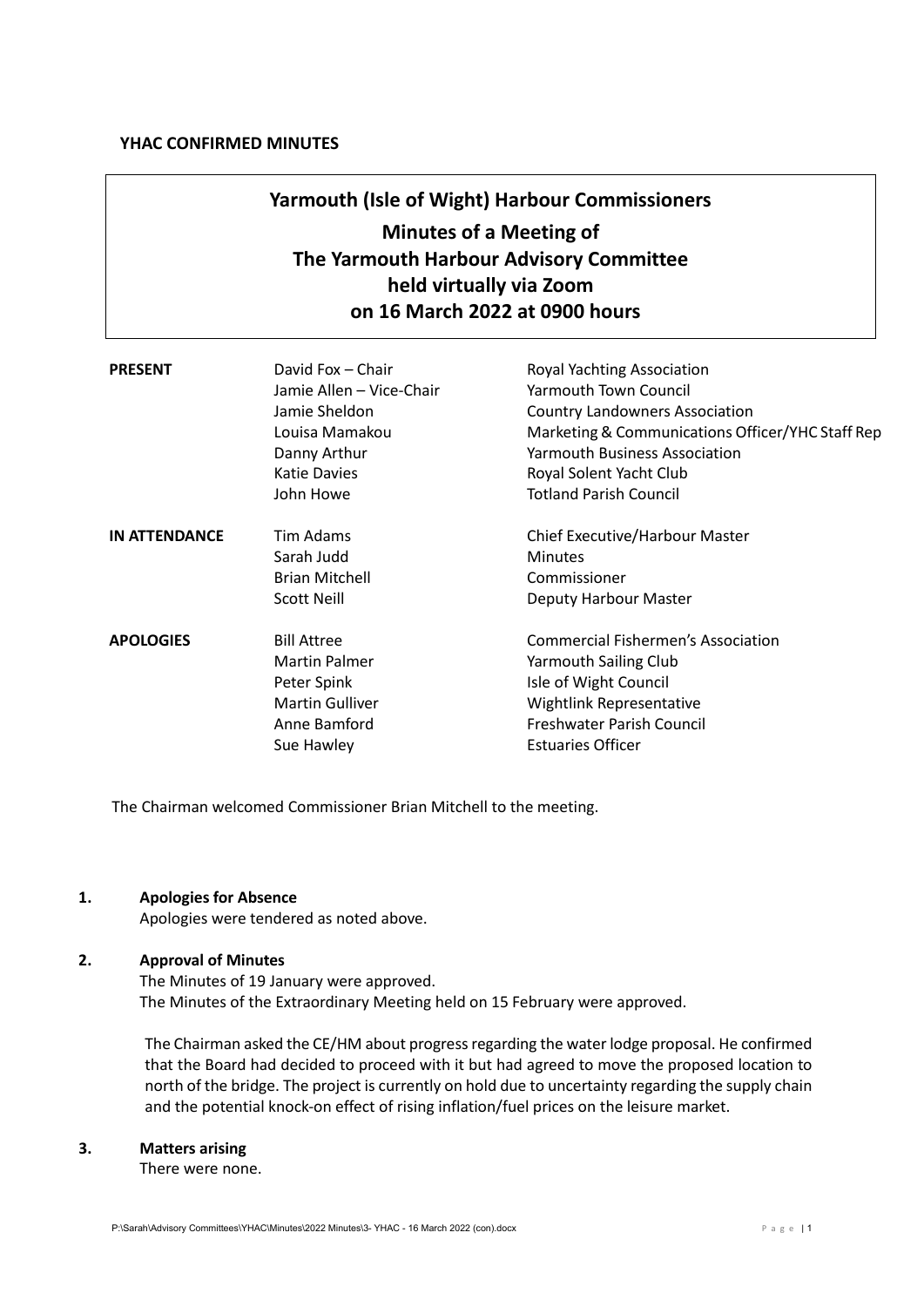**YHAC CONFIRMED MINUTES**

# Yarmouth (Isle of Wight) Harbour Commissioners

## Minutes of a Meeting of
## The Yarmouth Harbour Advisory Committee
## held virtually via Zoom
## on 16 March 2022 at 0900 hours

| | | |
|---|---|---|
| **PRESENT** | David Fox – Chair | Royal Yachting Association |
| | Jamie Allen – Vice-Chair | Yarmouth Town Council |
| | Jamie Sheldon | Country Landowners Association |
| | Louisa Mamakou | Marketing & Communications Officer/YHC Staff Rep |
| | Danny Arthur | Yarmouth Business Association |
| | Katie Davies | Royal Solent Yacht Club |
| | John Howe | Totland Parish Council |
| **IN ATTENDANCE** | Tim Adams | Chief Executive/Harbour Master |
| | Sarah Judd | Minutes |
| | Brian Mitchell | Commissioner |
| | Scott Neill | Deputy Harbour Master |
| **APOLOGIES** | Bill Attree | Commercial Fishermen's Association |
| | Martin Palmer | Yarmouth Sailing Club |
| | Peter Spink | Isle of Wight Council |
| | Martin Gulliver | Wightlink Representative |
| | Anne Bamford | Freshwater Parish Council |
| | Sue Hawley | Estuaries Officer |

The Chairman welcomed Commissioner Brian Mitchell to the meeting.

**1. Apologies for Absence**

Apologies were tendered as noted above.

**2. Approval of Minutes**

The Minutes of 19 January were approved.
The Minutes of the Extraordinary Meeting held on 15 February were approved.

The Chairman asked the CE/HM about progress regarding the water lodge proposal. He confirmed that the Board had decided to proceed with it but had agreed to move the proposed location to north of the bridge. The project is currently on hold due to uncertainty regarding the supply chain and the potential knock-on effect of rising inflation/fuel prices on the leisure market.

**3. Matters arising**

There were none.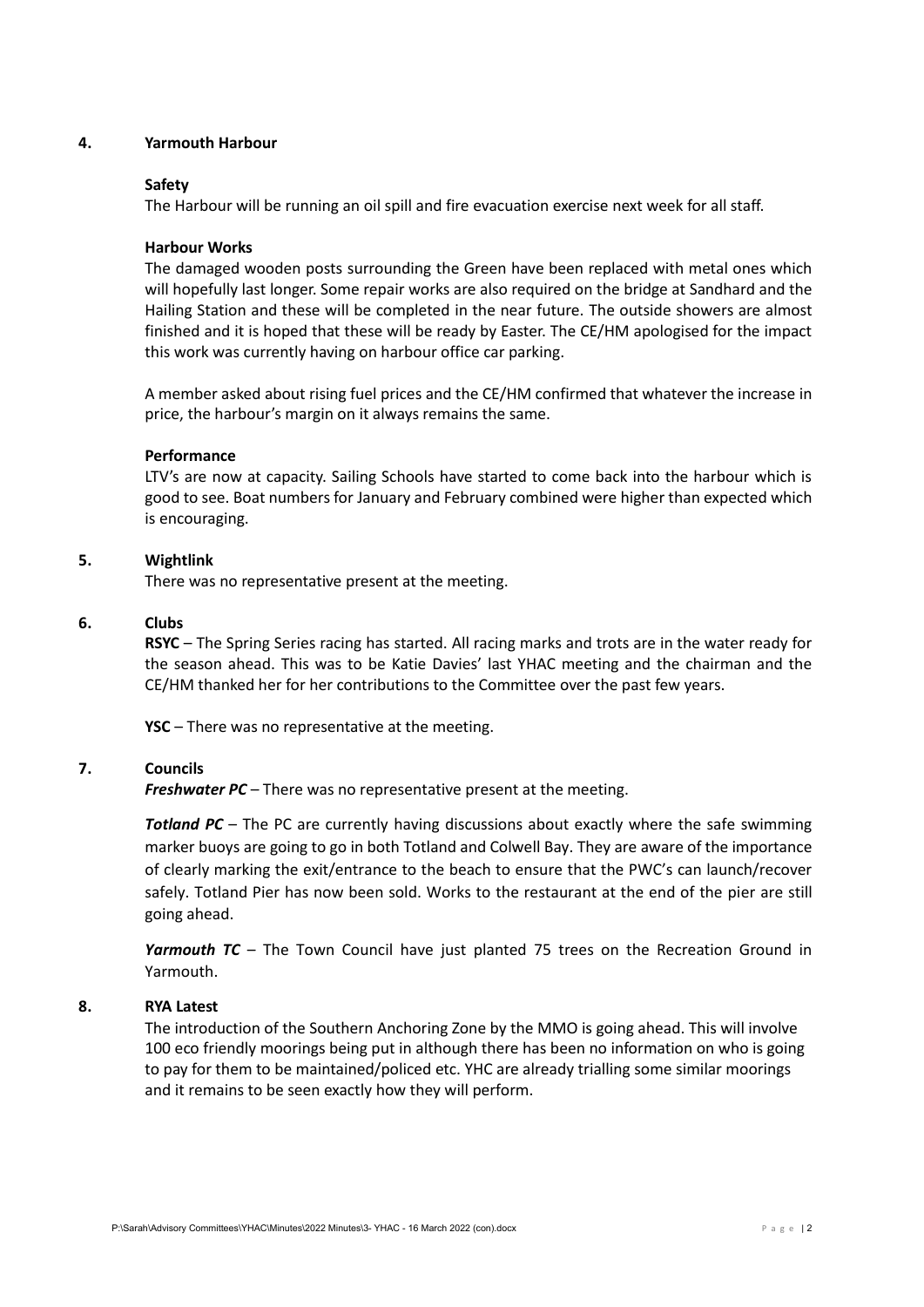## 4. Yarmouth Harbour

**Safety**

The Harbour will be running an oil spill and fire evacuation exercise next week for all staff.

**Harbour Works**

The damaged wooden posts surrounding the Green have been replaced with metal ones which will hopefully last longer. Some repair works are also required on the bridge at Sandhard and the Hailing Station and these will be completed in the near future. The outside showers are almost finished and it is hoped that these will be ready by Easter. The CE/HM apologised for the impact this work was currently having on harbour office car parking.

A member asked about rising fuel prices and the CE/HM confirmed that whatever the increase in price, the harbour's margin on it always remains the same.

**Performance**

LTV's are now at capacity. Sailing Schools have started to come back into the harbour which is good to see. Boat numbers for January and February combined were higher than expected which is encouraging.

## 5. Wightlink

There was no representative present at the meeting.

## 6. Clubs

**RSYC** – The Spring Series racing has started. All racing marks and trots are in the water ready for the season ahead. This was to be Katie Davies' last YHAC meeting and the chairman and the CE/HM thanked her for her contributions to the Committee over the past few years.

**YSC** – There was no representative at the meeting.

## 7. Councils

***Freshwater PC*** – There was no representative present at the meeting.

***Totland PC*** – The PC are currently having discussions about exactly where the safe swimming marker buoys are going to go in both Totland and Colwell Bay. They are aware of the importance of clearly marking the exit/entrance to the beach to ensure that the PWC's can launch/recover safely. Totland Pier has now been sold. Works to the restaurant at the end of the pier are still going ahead.

***Yarmouth TC*** – The Town Council have just planted 75 trees on the Recreation Ground in Yarmouth.

## 8. RYA Latest

The introduction of the Southern Anchoring Zone by the MMO is going ahead. This will involve 100 eco friendly moorings being put in although there has been no information on who is going to pay for them to be maintained/policed etc. YHC are already trialling some similar moorings and it remains to be seen exactly how they will perform.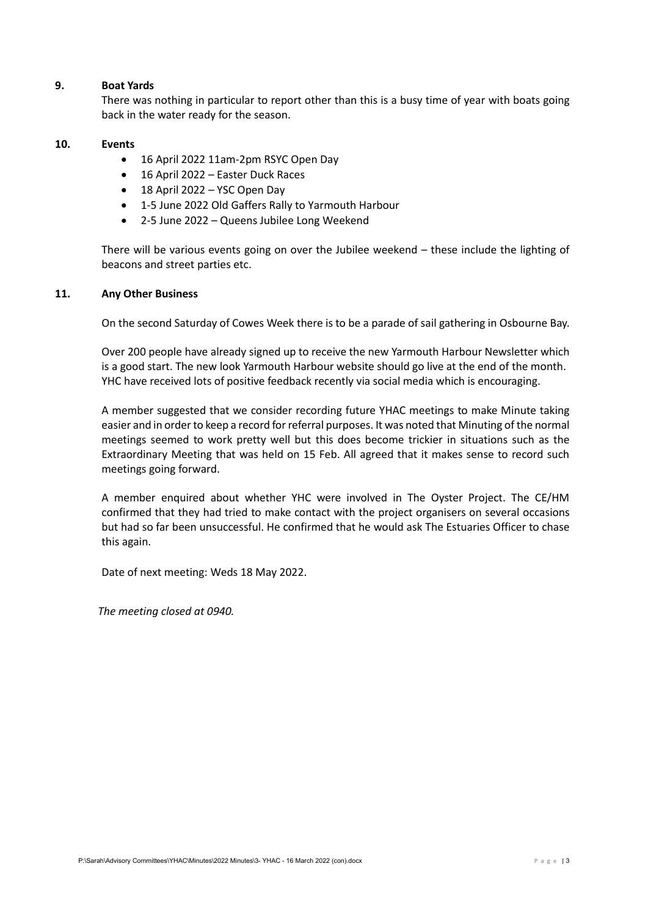## 9. Boat Yards

There was nothing in particular to report other than this is a busy time of year with boats going back in the water ready for the season.

## 10. Events

- 16 April 2022 11am-2pm RSYC Open Day
- 16 April 2022 – Easter Duck Races
- 18 April 2022 – YSC Open Day
- 1-5 June 2022 Old Gaffers Rally to Yarmouth Harbour
- 2-5 June 2022 – Queens Jubilee Long Weekend

There will be various events going on over the Jubilee weekend – these include the lighting of beacons and street parties etc.

## 11. Any Other Business

On the second Saturday of Cowes Week there is to be a parade of sail gathering in Osbourne Bay.

Over 200 people have already signed up to receive the new Yarmouth Harbour Newsletter which is a good start. The new look Yarmouth Harbour website should go live at the end of the month. YHC have received lots of positive feedback recently via social media which is encouraging.

A member suggested that we consider recording future YHAC meetings to make Minute taking easier and in order to keep a record for referral purposes. It was noted that Minuting of the normal meetings seemed to work pretty well but this does become trickier in situations such as the Extraordinary Meeting that was held on 15 Feb. All agreed that it makes sense to record such meetings going forward.

A member enquired about whether YHC were involved in The Oyster Project. The CE/HM confirmed that they had tried to make contact with the project organisers on several occasions but had so far been unsuccessful. He confirmed that he would ask The Estuaries Officer to chase this again.

Date of next meeting: Weds 18 May 2022.

*The meeting closed at 0940.*